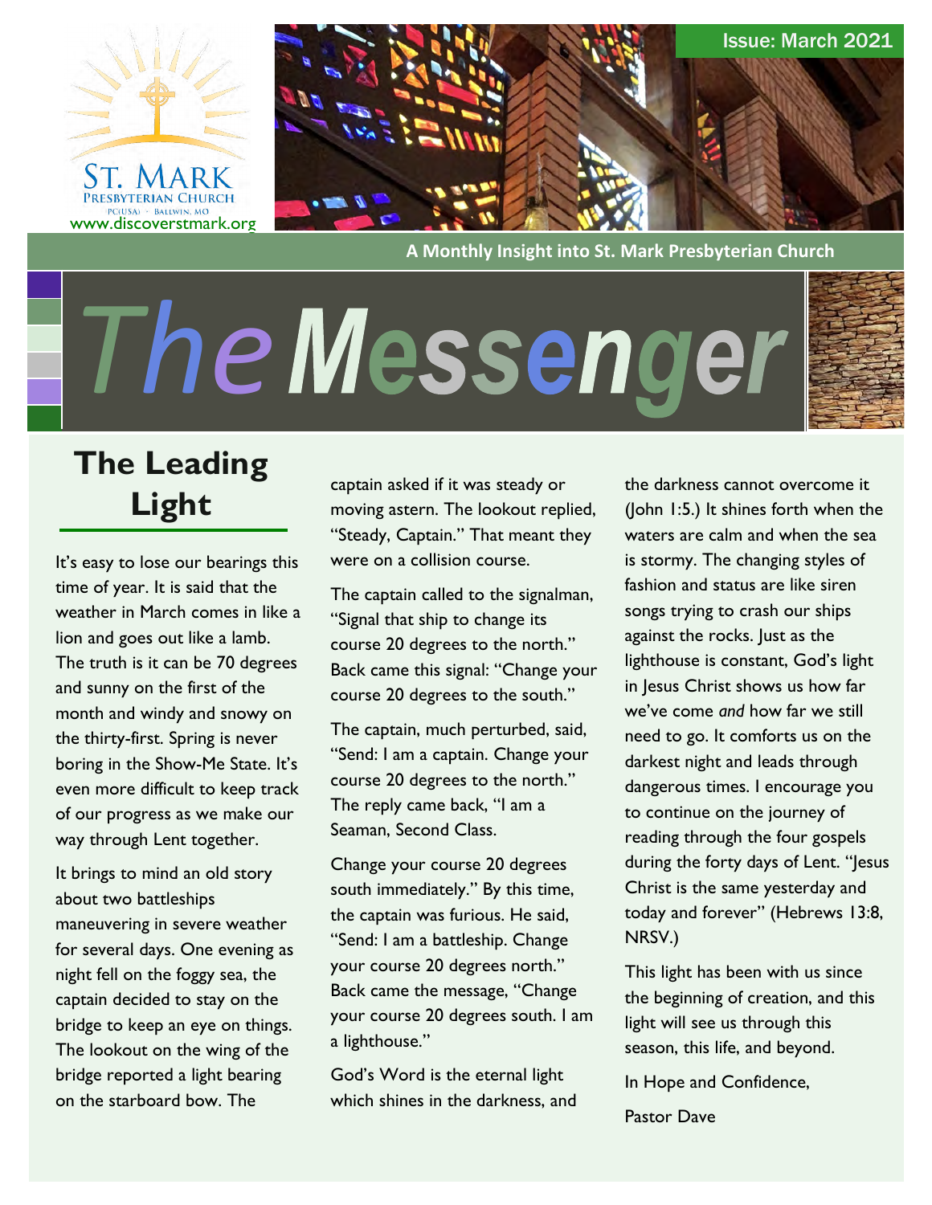ST. MARK PRESBYTERIAN CHURCH
PC(USA) · BALLWIN, MO
www.discoverstmark.org

Issue: March 2021

A Monthly Insight into St. Mark Presbyterian Church

# The Messenger

## The Leading Light

It's easy to lose our bearings this time of year. It is said that the weather in March comes in like a lion and goes out like a lamb. The truth is it can be 70 degrees and sunny on the first of the month and windy and snowy on the thirty-first. Spring is never boring in the Show-Me State. It's even more difficult to keep track of our progress as we make our way through Lent together.

It brings to mind an old story about two battleships maneuvering in severe weather for several days. One evening as night fell on the foggy sea, the captain decided to stay on the bridge to keep an eye on things. The lookout on the wing of the bridge reported a light bearing on the starboard bow. The captain asked if it was steady or moving astern. The lookout replied, "Steady, Captain." That meant they were on a collision course.

The captain called to the signalman, "Signal that ship to change its course 20 degrees to the north." Back came this signal: "Change your course 20 degrees to the south."

The captain, much perturbed, said, "Send: I am a captain. Change your course 20 degrees to the north." The reply came back, "I am a Seaman, Second Class.

Change your course 20 degrees south immediately." By this time, the captain was furious. He said, "Send: I am a battleship. Change your course 20 degrees north." Back came the message, "Change your course 20 degrees south. I am a lighthouse."

God's Word is the eternal light which shines in the darkness, and the darkness cannot overcome it (John 1:5.) It shines forth when the waters are calm and when the sea is stormy. The changing styles of fashion and status are like siren songs trying to crash our ships against the rocks. Just as the lighthouse is constant, God's light in Jesus Christ shows us how far we've come *and* how far we still need to go. It comforts us on the darkest night and leads through dangerous times. I encourage you to continue on the journey of reading through the four gospels during the forty days of Lent. "Jesus Christ is the same yesterday and today and forever" (Hebrews 13:8, NRSV.)

This light has been with us since the beginning of creation, and this light will see us through this season, this life, and beyond.

In Hope and Confidence,

Pastor Dave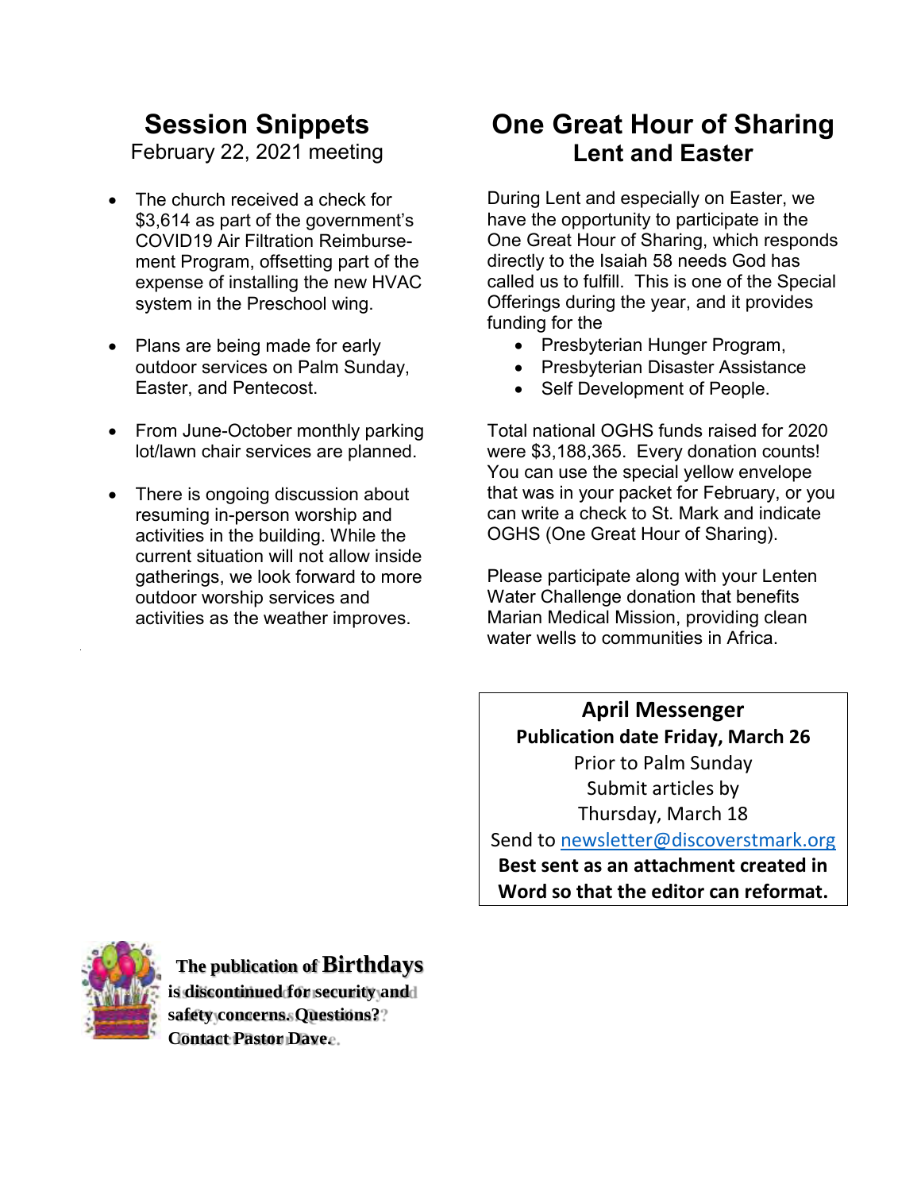# Session Snippets

February 22, 2021 meeting

- The church received a check for $3,614 as part of the government's COVID19 Air Filtration Reimbursement Program, offsetting part of the expense of installing the new HVAC system in the Preschool wing.
- Plans are being made for early outdoor services on Palm Sunday, Easter, and Pentecost.
- From June-October monthly parking lot/lawn chair services are planned.
- There is ongoing discussion about resuming in-person worship and activities in the building. While the current situation will not allow inside gatherings, we look forward to more outdoor worship services and activities as the weather improves.

# One Great Hour of Sharing

## Lent and Easter

During Lent and especially on Easter, we have the opportunity to participate in the One Great Hour of Sharing, which responds directly to the Isaiah 58 needs God has called us to fulfill. This is one of the Special Offerings during the year, and it provides funding for the

- Presbyterian Hunger Program,
- Presbyterian Disaster Assistance
- Self Development of People.

Total national OGHS funds raised for 2020 were $3,188,365. Every donation counts! You can use the special yellow envelope that was in your packet for February, or you can write a check to St. Mark and indicate OGHS (One Great Hour of Sharing).

Please participate along with your Lenten Water Challenge donation that benefits Marian Medical Mission, providing clean water wells to communities in Africa.

**April Messenger**

**Publication date Friday, March 26**

Prior to Palm Sunday

Submit articles by

Thursday, March 18

Send to newsletter@discoverstmark.org

**Best sent as an attachment created in Word so that the editor can reformat.**

**The publication of Birthdays is discontinued for security and safety concerns. Questions? Contact Pastor Dave.**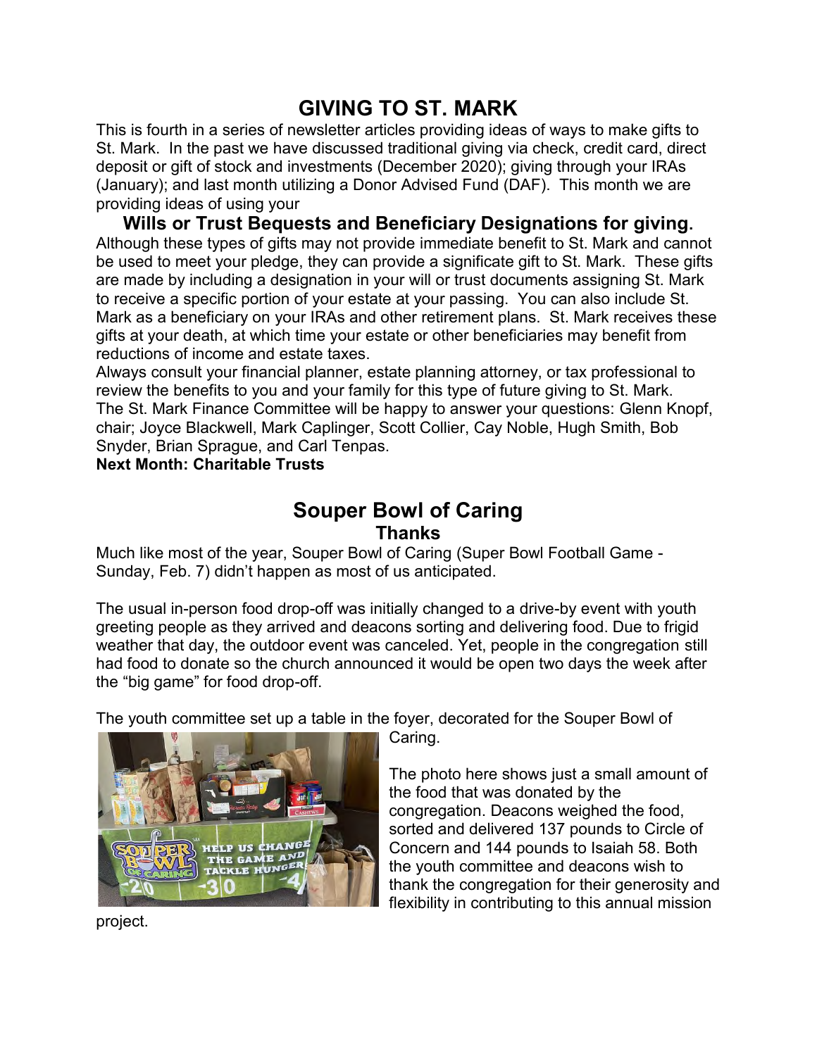# GIVING TO ST. MARK

This is fourth in a series of newsletter articles providing ideas of ways to make gifts to St. Mark. In the past we have discussed traditional giving via check, credit card, direct deposit or gift of stock and investments (December 2020); giving through your IRAs (January); and last month utilizing a Donor Advised Fund (DAF). This month we are providing ideas of using your

## Wills or Trust Bequests and Beneficiary Designations for giving.

Although these types of gifts may not provide immediate benefit to St. Mark and cannot be used to meet your pledge, they can provide a significate gift to St. Mark. These gifts are made by including a designation in your will or trust documents assigning St. Mark to receive a specific portion of your estate at your passing. You can also include St. Mark as a beneficiary on your IRAs and other retirement plans. St. Mark receives these gifts at your death, at which time your estate or other beneficiaries may benefit from reductions of income and estate taxes.

Always consult your financial planner, estate planning attorney, or tax professional to review the benefits to you and your family for this type of future giving to St. Mark.

The St. Mark Finance Committee will be happy to answer your questions: Glenn Knopf, chair; Joyce Blackwell, Mark Caplinger, Scott Collier, Cay Noble, Hugh Smith, Bob Snyder, Brian Sprague, and Carl Tenpas.

**Next Month: Charitable Trusts**

# Souper Bowl of Caring

## Thanks

Much like most of the year, Souper Bowl of Caring (Super Bowl Football Game - Sunday, Feb. 7) didn't happen as most of us anticipated.

The usual in-person food drop-off was initially changed to a drive-by event with youth greeting people as they arrived and deacons sorting and delivering food. Due to frigid weather that day, the outdoor event was canceled. Yet, people in the congregation still had food to donate so the church announced it would be open two days the week after the "big game" for food drop-off.

The youth committee set up a table in the foyer, decorated for the Souper Bowl of Caring.

The photo here shows just a small amount of the food that was donated by the congregation. Deacons weighed the food, sorted and delivered 137 pounds to Circle of Concern and 144 pounds to Isaiah 58. Both the youth committee and deacons wish to thank the congregation for their generosity and flexibility in contributing to this annual mission project.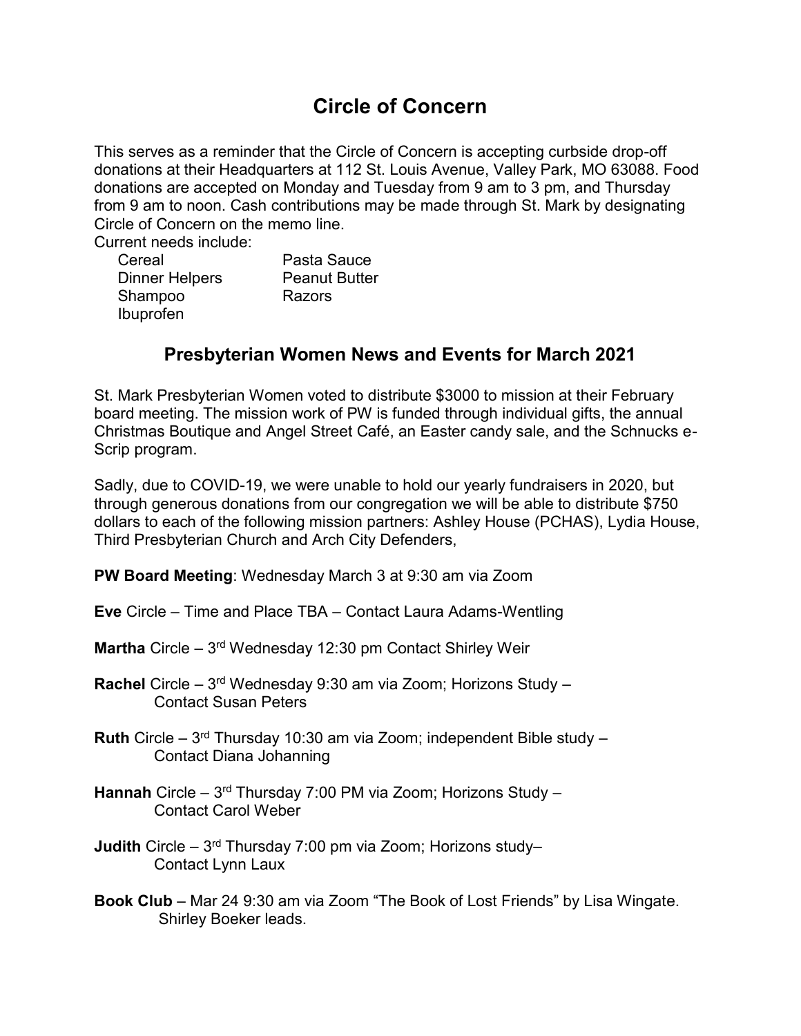# Circle of Concern

This serves as a reminder that the Circle of Concern is accepting curbside drop-off donations at their Headquarters at 112 St. Louis Avenue, Valley Park, MO 63088. Food donations are accepted on Monday and Tuesday from 9 am to 3 pm, and Thursday from 9 am to noon. Cash contributions may be made through St. Mark by designating Circle of Concern on the memo line.

Current needs include:

| | |
|---|---|
| Cereal | Pasta Sauce |
| Dinner Helpers | Peanut Butter |
| Shampoo | Razors |
| Ibuprofen | |

## Presbyterian Women News and Events for March 2021

St. Mark Presbyterian Women voted to distribute $3000 to mission at their February board meeting. The mission work of PW is funded through individual gifts, the annual Christmas Boutique and Angel Street Café, an Easter candy sale, and the Schnucks e-Scrip program.

Sadly, due to COVID-19, we were unable to hold our yearly fundraisers in 2020, but through generous donations from our congregation we will be able to distribute $750 dollars to each of the following mission partners: Ashley House (PCHAS), Lydia House, Third Presbyterian Church and Arch City Defenders,

**PW Board Meeting**: Wednesday March 3 at 9:30 am via Zoom

**Eve** Circle – Time and Place TBA – Contact Laura Adams-Wentling

**Martha** Circle – 3rd Wednesday 12:30 pm Contact Shirley Weir

**Rachel** Circle – 3rd Wednesday 9:30 am via Zoom; Horizons Study – Contact Susan Peters

**Ruth** Circle – 3rd Thursday 10:30 am via Zoom; independent Bible study – Contact Diana Johanning

**Hannah** Circle – 3rd Thursday 7:00 PM via Zoom; Horizons Study – Contact Carol Weber

**Judith** Circle – 3rd Thursday 7:00 pm via Zoom; Horizons study– Contact Lynn Laux

**Book Club** – Mar 24 9:30 am via Zoom "The Book of Lost Friends" by Lisa Wingate. Shirley Boeker leads.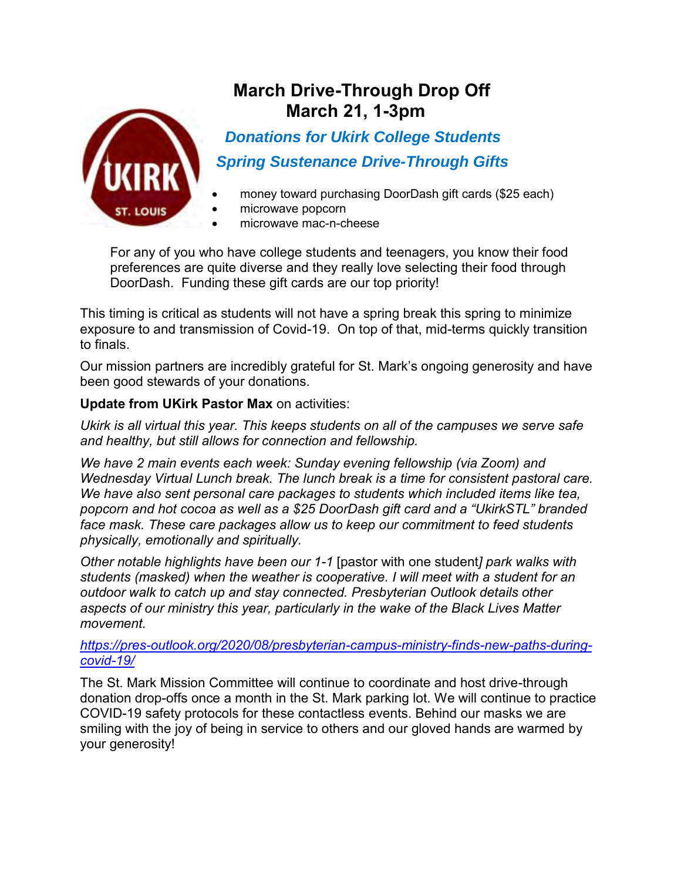# March Drive-Through Drop Off
# March 21, 1-3pm

### *Donations for Ukirk College Students*

### *Spring Sustenance Drive-Through Gifts*

- money toward purchasing DoorDash gift cards ($25 each)
- microwave popcorn
- microwave mac-n-cheese

For any of you who have college students and teenagers, you know their food preferences are quite diverse and they really love selecting their food through DoorDash. Funding these gift cards are our top priority!

This timing is critical as students will not have a spring break this spring to minimize exposure to and transmission of Covid-19. On top of that, mid-terms quickly transition to finals.

Our mission partners are incredibly grateful for St. Mark's ongoing generosity and have been good stewards of your donations.

**Update from UKirk Pastor Max** on activities:

*Ukirk is all virtual this year. This keeps students on all of the campuses we serve safe and healthy, but still allows for connection and fellowship.*

*We have 2 main events each week: Sunday evening fellowship (via Zoom) and Wednesday Virtual Lunch break. The lunch break is a time for consistent pastoral care. We have also sent personal care packages to students which included items like tea, popcorn and hot cocoa as well as a $25 DoorDash gift card and a "UkirkSTL" branded face mask. These care packages allow us to keep our commitment to feed students physically, emotionally and spiritually.*

*Other notable highlights have been our 1-1* [pastor with one student]*park walks with students (masked) when the weather is cooperative. I will meet with a student for an outdoor walk to catch up and stay connected. Presbyterian Outlook details other aspects of our ministry this year, particularly in the wake of the Black Lives Matter movement.*

*https://pres-outlook.org/2020/08/presbyterian-campus-ministry-finds-new-paths-during-covid-19/*

The St. Mark Mission Committee will continue to coordinate and host drive-through donation drop-offs once a month in the St. Mark parking lot. We will continue to practice COVID-19 safety protocols for these contactless events. Behind our masks we are smiling with the joy of being in service to others and our gloved hands are warmed by your generosity!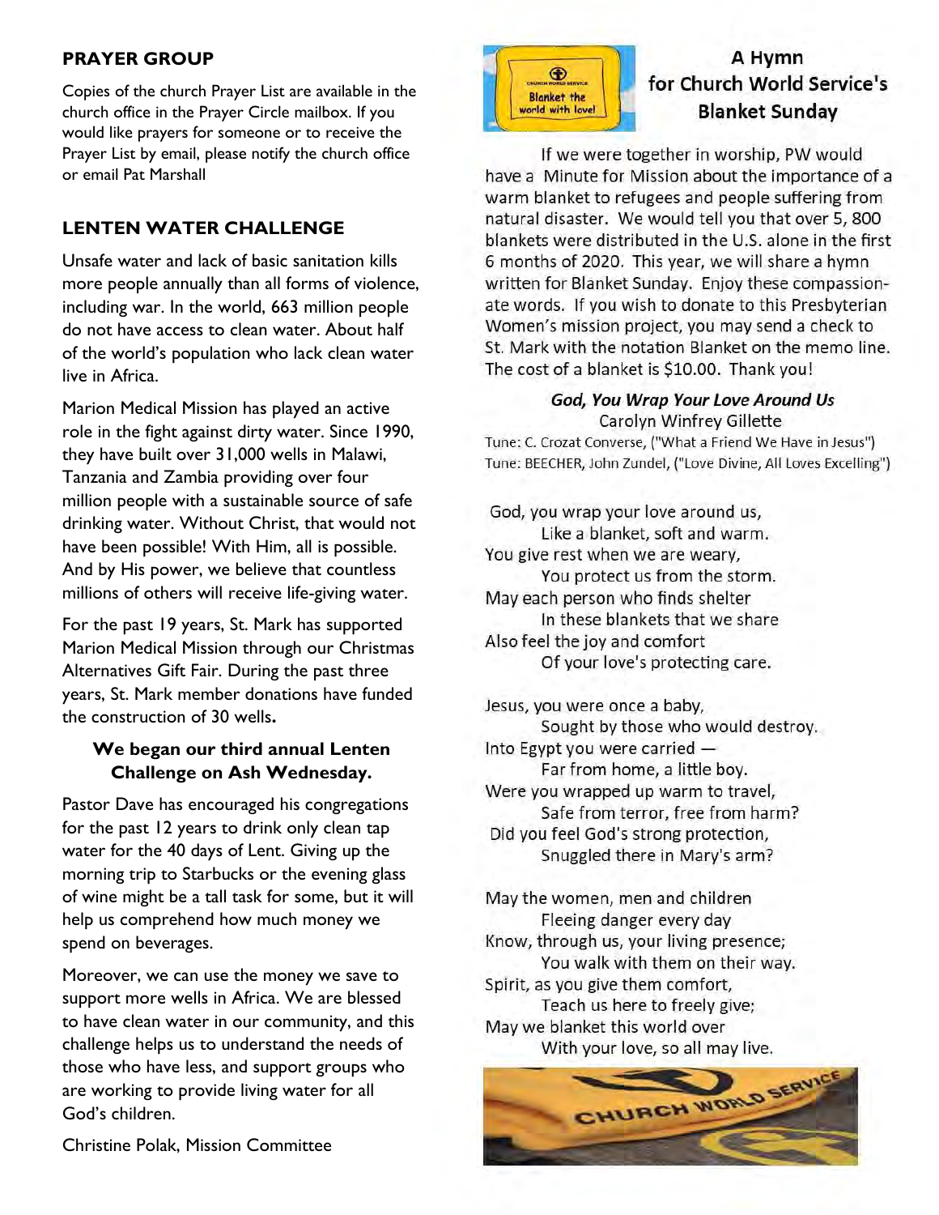## PRAYER GROUP

Copies of the church Prayer List are available in the church office in the Prayer Circle mailbox. If you would like prayers for someone or to receive the Prayer List by email, please notify the church office or email Pat Marshall

## LENTEN WATER CHALLENGE

Unsafe water and lack of basic sanitation kills more people annually than all forms of violence, including war. In the world, 663 million people do not have access to clean water. About half of the world's population who lack clean water live in Africa.

Marion Medical Mission has played an active role in the fight against dirty water. Since 1990, they have built over 31,000 wells in Malawi, Tanzania and Zambia providing over four million people with a sustainable source of safe drinking water. Without Christ, that would not have been possible! With Him, all is possible. And by His power, we believe that countless millions of others will receive life-giving water.

For the past 19 years, St. Mark has supported Marion Medical Mission through our Christmas Alternatives Gift Fair. During the past three years, St. Mark member donations have funded the construction of 30 wells.

**We began our third annual Lenten Challenge on Ash Wednesday.**

Pastor Dave has encouraged his congregations for the past 12 years to drink only clean tap water for the 40 days of Lent. Giving up the morning trip to Starbucks or the evening glass of wine might be a tall task for some, but it will help us comprehend how much money we spend on beverages.

Moreover, we can use the money we save to support more wells in Africa. We are blessed to have clean water in our community, and this challenge helps us to understand the needs of those who have less, and support groups who are working to provide living water for all God's children.

Christine Polak, Mission Committee

## A Hymn for Church World Service's Blanket Sunday

If we were together in worship, PW would have a Minute for Mission about the importance of a warm blanket to refugees and people suffering from natural disaster. We would tell you that over 5, 800 blankets were distributed in the U.S. alone in the first 6 months of 2020. This year, we will share a hymn written for Blanket Sunday. Enjoy these compassionate words. If you wish to donate to this Presbyterian Women's mission project, you may send a check to St. Mark with the notation Blanket on the memo line. The cost of a blanket is $10.00. Thank you!

***God, You Wrap Your Love Around Us***
Carolyn Winfrey Gillette

Tune: C. Crozat Converse, ("What a Friend We Have in Jesus")
Tune: BEECHER, John Zundel, ("Love Divine, All Loves Excelling")

God, you wrap your love around us,
Like a blanket, soft and warm.
You give rest when we are weary,
You protect us from the storm.
May each person who finds shelter
In these blankets that we share
Also feel the joy and comfort
Of your love's protecting care.

Jesus, you were once a baby,
Sought by those who would destroy.
Into Egypt you were carried —
Far from home, a little boy.
Were you wrapped up warm to travel,
Safe from terror, free from harm?
Did you feel God's strong protection,
Snuggled there in Mary's arm?

May the women, men and children
Fleeing danger every day
Know, through us, your living presence;
You walk with them on their way.
Spirit, as you give them comfort,
Teach us here to freely give;
May we blanket this world over
With your love, so all may live.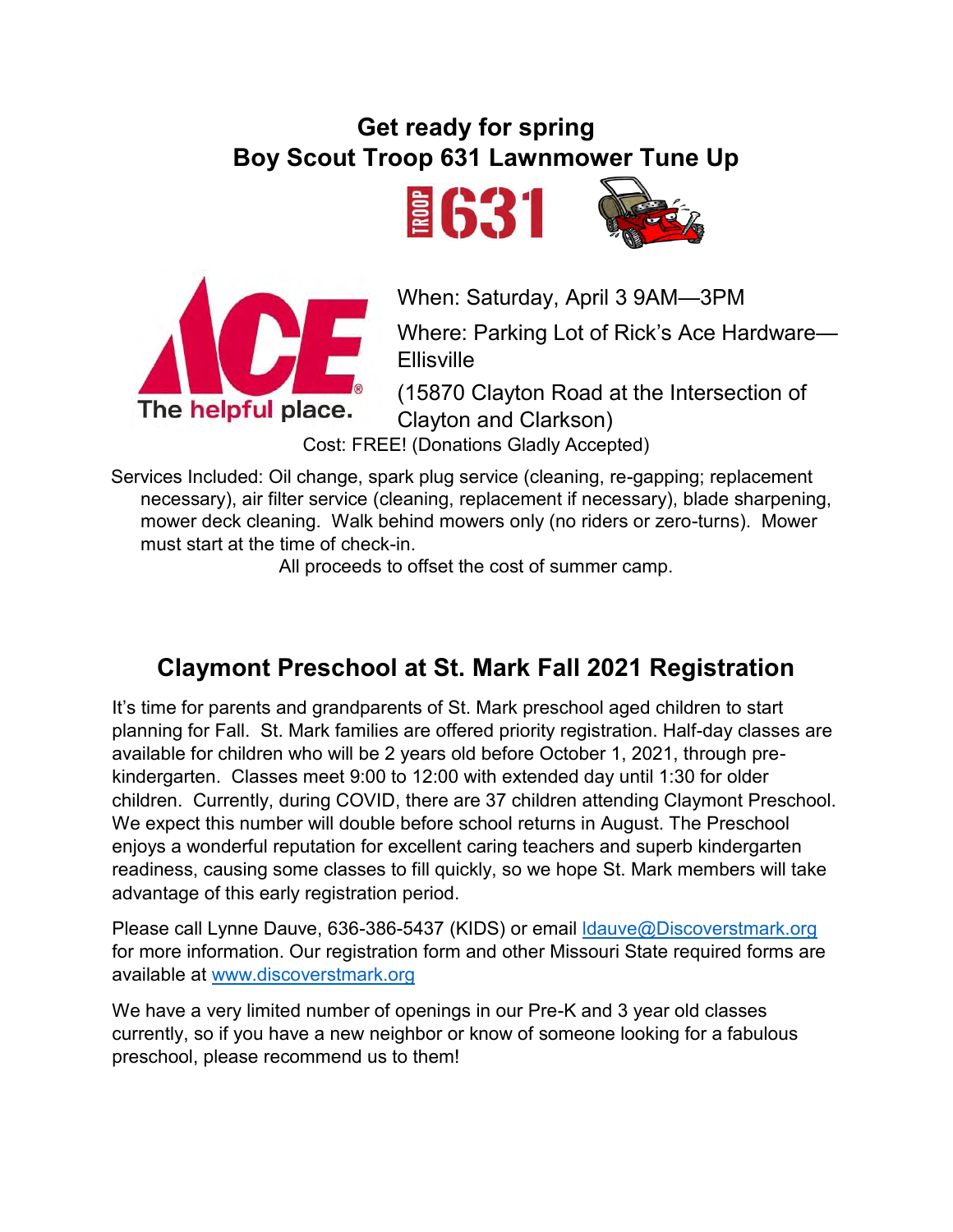## Get ready for spring
## Boy Scout Troop 631 Lawnmower Tune Up

When: Saturday, April 3 9AM—3PM

Where: Parking Lot of Rick's Ace Hardware—Ellisville

(15870 Clayton Road at the Intersection of Clayton and Clarkson)

Cost: FREE! (Donations Gladly Accepted)

Services Included: Oil change, spark plug service (cleaning, re-gapping; replacement necessary), air filter service (cleaning, replacement if necessary), blade sharpening, mower deck cleaning. Walk behind mowers only (no riders or zero-turns). Mower must start at the time of check-in.

All proceeds to offset the cost of summer camp.

## Claymont Preschool at St. Mark Fall 2021 Registration

It's time for parents and grandparents of St. Mark preschool aged children to start planning for Fall. St. Mark families are offered priority registration. Half-day classes are available for children who will be 2 years old before October 1, 2021, through pre-kindergarten. Classes meet 9:00 to 12:00 with extended day until 1:30 for older children. Currently, during COVID, there are 37 children attending Claymont Preschool. We expect this number will double before school returns in August. The Preschool enjoys a wonderful reputation for excellent caring teachers and superb kindergarten readiness, causing some classes to fill quickly, so we hope St. Mark members will take advantage of this early registration period.

Please call Lynne Dauve, 636-386-5437 (KIDS) or email ldauve@Discoverstmark.org for more information. Our registration form and other Missouri State required forms are available at www.discoverstmark.org

We have a very limited number of openings in our Pre-K and 3 year old classes currently, so if you have a new neighbor or know of someone looking for a fabulous preschool, please recommend us to them!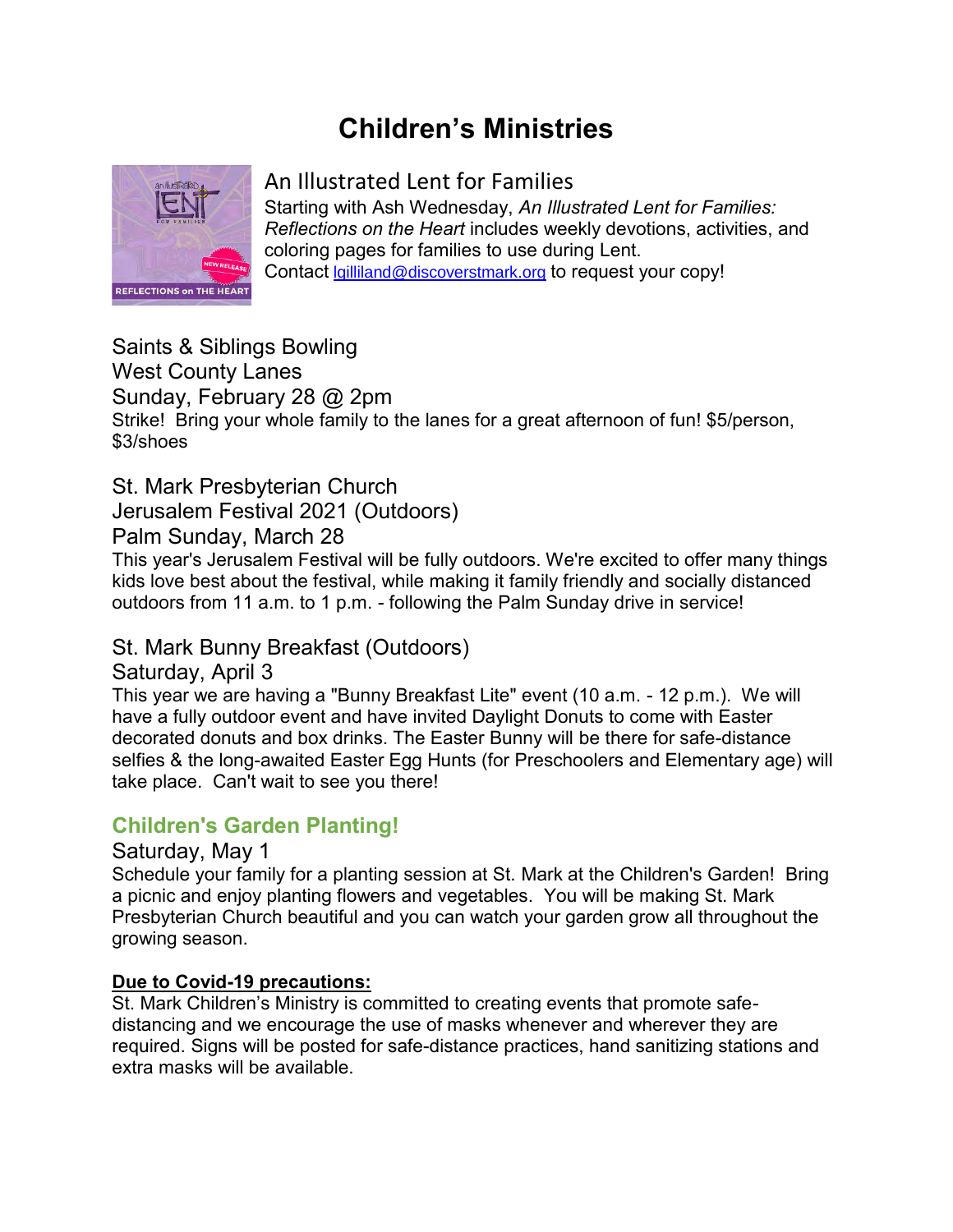# Children's Ministries

## An Illustrated Lent for Families

Starting with Ash Wednesday, *An Illustrated Lent for Families: Reflections on the Heart* includes weekly devotions, activities, and coloring pages for families to use during Lent.
Contact lgilliland@discoverstmark.org to request your copy!

### Saints & Siblings Bowling
### West County Lanes
### Sunday, February 28 @ 2pm

Strike! Bring your whole family to the lanes for a great afternoon of fun! $5/person, $3/shoes

### St. Mark Presbyterian Church
### Jerusalem Festival 2021 (Outdoors)
### Palm Sunday, March 28

This year's Jerusalem Festival will be fully outdoors. We're excited to offer many things kids love best about the festival, while making it family friendly and socially distanced outdoors from 11 a.m. to 1 p.m. - following the Palm Sunday drive in service!

### St. Mark Bunny Breakfast (Outdoors)
### Saturday, April 3

This year we are having a "Bunny Breakfast Lite" event (10 a.m. - 12 p.m.). We will have a fully outdoor event and have invited Daylight Donuts to come with Easter decorated donuts and box drinks. The Easter Bunny will be there for safe-distance selfies & the long-awaited Easter Egg Hunts (for Preschoolers and Elementary age) will take place. Can't wait to see you there!

### Children's Garden Planting!

Saturday, May 1

Schedule your family for a planting session at St. Mark at the Children's Garden! Bring a picnic and enjoy planting flowers and vegetables. You will be making St. Mark Presbyterian Church beautiful and you can watch your garden grow all throughout the growing season.

**Due to Covid-19 precautions:**

St. Mark Children's Ministry is committed to creating events that promote safe-distancing and we encourage the use of masks whenever and wherever they are required. Signs will be posted for safe-distance practices, hand sanitizing stations and extra masks will be available.